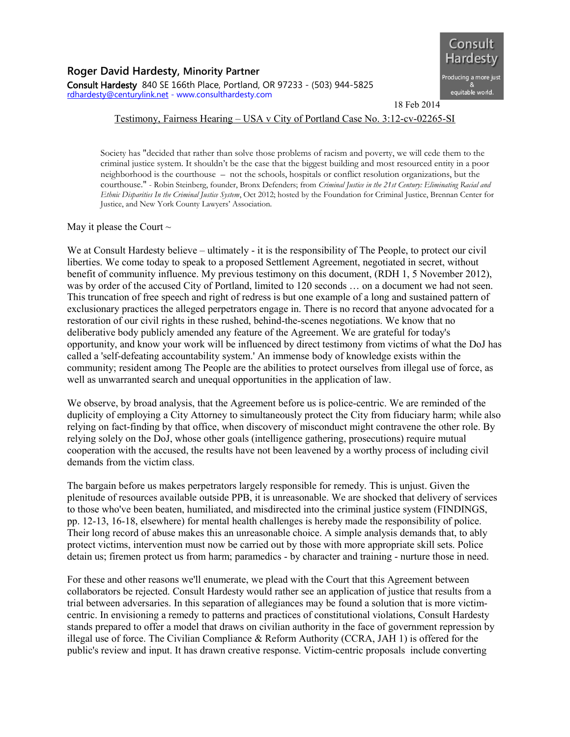**Consult Hardesty**
Producing a more just & equitable world.

## Roger David Hardesty, Minority Partner

**Consult Hardesty** 840 SE 166th Place, Portland, OR 97233 - (503) 944-5825
rdhardesty@centurylink.net - www.consulthardesty.com

18 Feb 2014

Testimony, Fairness Hearing – USA v City of Portland Case No. 3:12-cv-02265-SI

> Society has "decided that rather than solve those problems of racism and poverty, we will cede them to the criminal justice system. It shouldn't be the case that the biggest building and most resourced entity in a poor neighborhood is the courthouse – not the schools, hospitals or conflict resolution organizations, but the courthouse." - Robin Steinberg, founder, Bronx Defenders; from *Criminal Justice in the 21st Century: Eliminating Racial and Ethnic Disparities In the Criminal Justice System*, Oct 2012; hosted by the Foundation for Criminal Justice, Brennan Center for Justice, and New York County Lawyers' Association.

May it please the Court ~

We at Consult Hardesty believe – ultimately - it is the responsibility of The People, to protect our civil liberties. We come today to speak to a proposed Settlement Agreement, negotiated in secret, without benefit of community influence. My previous testimony on this document, (RDH 1, 5 November 2012), was by order of the accused City of Portland, limited to 120 seconds … on a document we had not seen. This truncation of free speech and right of redress is but one example of a long and sustained pattern of exclusionary practices the alleged perpetrators engage in. There is no record that anyone advocated for a restoration of our civil rights in these rushed, behind-the-scenes negotiations. We know that no deliberative body publicly amended any feature of the Agreement. We are grateful for today's opportunity, and know your work will be influenced by direct testimony from victims of what the DoJ has called a 'self-defeating accountability system.' An immense body of knowledge exists within the community; resident among The People are the abilities to protect ourselves from illegal use of force, as well as unwarranted search and unequal opportunities in the application of law.

We observe, by broad analysis, that the Agreement before us is police-centric. We are reminded of the duplicity of employing a City Attorney to simultaneously protect the City from fiduciary harm; while also relying on fact-finding by that office, when discovery of misconduct might contravene the other role. By relying solely on the DoJ, whose other goals (intelligence gathering, prosecutions) require mutual cooperation with the accused, the results have not been leavened by a worthy process of including civil demands from the victim class.

The bargain before us makes perpetrators largely responsible for remedy. This is unjust. Given the plenitude of resources available outside PPB, it is unreasonable. We are shocked that delivery of services to those who've been beaten, humiliated, and misdirected into the criminal justice system (FINDINGS, pp. 12-13, 16-18, elsewhere) for mental health challenges is hereby made the responsibility of police. Their long record of abuse makes this an unreasonable choice. A simple analysis demands that, to ably protect victims, intervention must now be carried out by those with more appropriate skill sets. Police detain us; firemen protect us from harm; paramedics - by character and training - nurture those in need.

For these and other reasons we'll enumerate, we plead with the Court that this Agreement between collaborators be rejected. Consult Hardesty would rather see an application of justice that results from a trial between adversaries. In this separation of allegiances may be found a solution that is more victim-centric. In envisioning a remedy to patterns and practices of constitutional violations, Consult Hardesty stands prepared to offer a model that draws on civilian authority in the face of government repression by illegal use of force. The Civilian Compliance & Reform Authority (CCRA, JAH 1) is offered for the public's review and input. It has drawn creative response. Victim-centric proposals include converting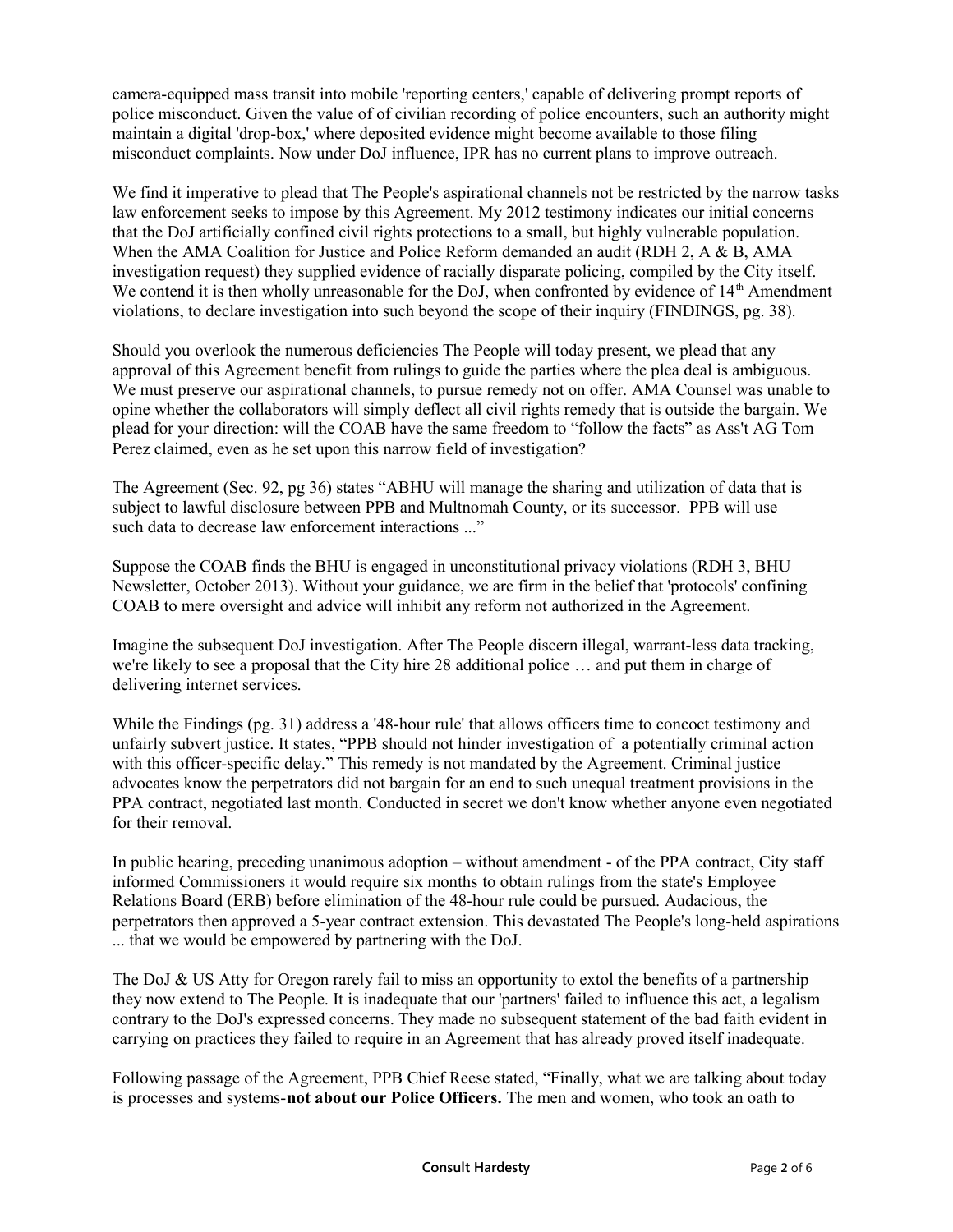camera-equipped mass transit into mobile 'reporting centers,' capable of delivering prompt reports of police misconduct. Given the value of of civilian recording of police encounters, such an authority might maintain a digital 'drop-box,' where deposited evidence might become available to those filing misconduct complaints. Now under DoJ influence, IPR has no current plans to improve outreach.

We find it imperative to plead that The People's aspirational channels not be restricted by the narrow tasks law enforcement seeks to impose by this Agreement. My 2012 testimony indicates our initial concerns that the DoJ artificially confined civil rights protections to a small, but highly vulnerable population. When the AMA Coalition for Justice and Police Reform demanded an audit (RDH 2, A & B, AMA investigation request) they supplied evidence of racially disparate policing, compiled by the City itself. We contend it is then wholly unreasonable for the DoJ, when confronted by evidence of 14th Amendment violations, to declare investigation into such beyond the scope of their inquiry (FINDINGS, pg. 38).

Should you overlook the numerous deficiencies The People will today present, we plead that any approval of this Agreement benefit from rulings to guide the parties where the plea deal is ambiguous. We must preserve our aspirational channels, to pursue remedy not on offer. AMA Counsel was unable to opine whether the collaborators will simply deflect all civil rights remedy that is outside the bargain. We plead for your direction: will the COAB have the same freedom to "follow the facts" as Ass't AG Tom Perez claimed, even as he set upon this narrow field of investigation?

The Agreement (Sec. 92, pg 36) states "ABHU will manage the sharing and utilization of data that is subject to lawful disclosure between PPB and Multnomah County, or its successor. PPB will use such data to decrease law enforcement interactions ..."

Suppose the COAB finds the BHU is engaged in unconstitutional privacy violations (RDH 3, BHU Newsletter, October 2013). Without your guidance, we are firm in the belief that 'protocols' confining COAB to mere oversight and advice will inhibit any reform not authorized in the Agreement.

Imagine the subsequent DoJ investigation. After The People discern illegal, warrant-less data tracking, we're likely to see a proposal that the City hire 28 additional police … and put them in charge of delivering internet services.

While the Findings (pg. 31) address a '48-hour rule' that allows officers time to concoct testimony and unfairly subvert justice. It states, "PPB should not hinder investigation of a potentially criminal action with this officer-specific delay." This remedy is not mandated by the Agreement. Criminal justice advocates know the perpetrators did not bargain for an end to such unequal treatment provisions in the PPA contract, negotiated last month. Conducted in secret we don't know whether anyone even negotiated for their removal.

In public hearing, preceding unanimous adoption – without amendment - of the PPA contract, City staff informed Commissioners it would require six months to obtain rulings from the state's Employee Relations Board (ERB) before elimination of the 48-hour rule could be pursued. Audacious, the perpetrators then approved a 5-year contract extension. This devastated The People's long-held aspirations ... that we would be empowered by partnering with the DoJ.

The DoJ & US Atty for Oregon rarely fail to miss an opportunity to extol the benefits of a partnership they now extend to The People. It is inadequate that our 'partners' failed to influence this act, a legalism contrary to the DoJ's expressed concerns. They made no subsequent statement of the bad faith evident in carrying on practices they failed to require in an Agreement that has already proved itself inadequate.

Following passage of the Agreement, PPB Chief Reese stated, "Finally, what we are talking about today is processes and systems-**not about our Police Officers.** The men and women, who took an oath to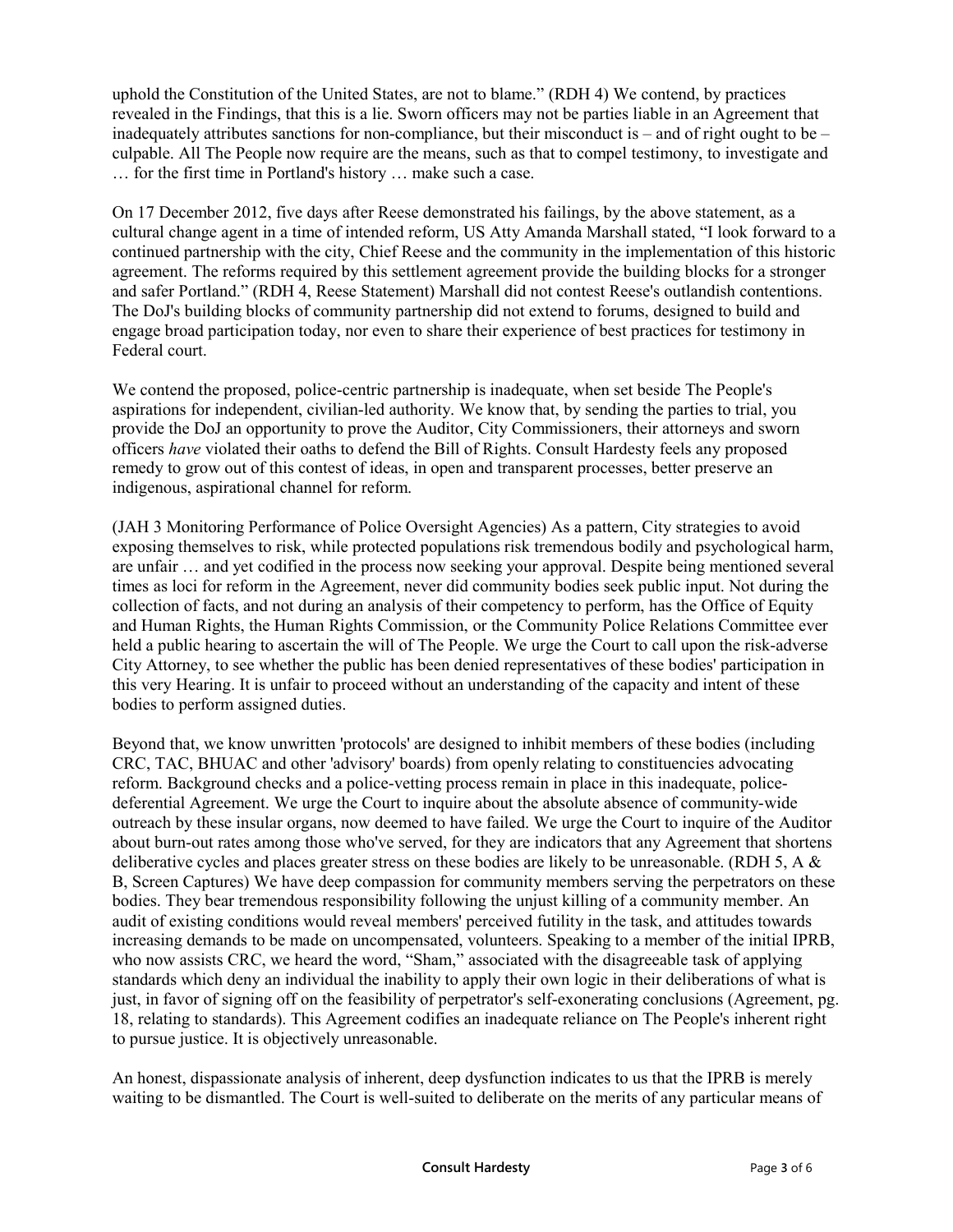uphold the Constitution of the United States, are not to blame." (RDH 4) We contend, by practices revealed in the Findings, that this is a lie. Sworn officers may not be parties liable in an Agreement that inadequately attributes sanctions for non-compliance, but their misconduct is – and of right ought to be – culpable. All The People now require are the means, such as that to compel testimony, to investigate and … for the first time in Portland's history … make such a case.

On 17 December 2012, five days after Reese demonstrated his failings, by the above statement, as a cultural change agent in a time of intended reform, US Atty Amanda Marshall stated, "I look forward to a continued partnership with the city, Chief Reese and the community in the implementation of this historic agreement. The reforms required by this settlement agreement provide the building blocks for a stronger and safer Portland." (RDH 4, Reese Statement) Marshall did not contest Reese's outlandish contentions. The DoJ's building blocks of community partnership did not extend to forums, designed to build and engage broad participation today, nor even to share their experience of best practices for testimony in Federal court.

We contend the proposed, police-centric partnership is inadequate, when set beside The People's aspirations for independent, civilian-led authority. We know that, by sending the parties to trial, you provide the DoJ an opportunity to prove the Auditor, City Commissioners, their attorneys and sworn officers *have* violated their oaths to defend the Bill of Rights. Consult Hardesty feels any proposed remedy to grow out of this contest of ideas, in open and transparent processes, better preserve an indigenous, aspirational channel for reform.

(JAH 3 Monitoring Performance of Police Oversight Agencies) As a pattern, City strategies to avoid exposing themselves to risk, while protected populations risk tremendous bodily and psychological harm, are unfair … and yet codified in the process now seeking your approval. Despite being mentioned several times as loci for reform in the Agreement, never did community bodies seek public input. Not during the collection of facts, and not during an analysis of their competency to perform, has the Office of Equity and Human Rights, the Human Rights Commission, or the Community Police Relations Committee ever held a public hearing to ascertain the will of The People. We urge the Court to call upon the risk-adverse City Attorney, to see whether the public has been denied representatives of these bodies' participation in this very Hearing. It is unfair to proceed without an understanding of the capacity and intent of these bodies to perform assigned duties.

Beyond that, we know unwritten 'protocols' are designed to inhibit members of these bodies (including CRC, TAC, BHUAC and other 'advisory' boards) from openly relating to constituencies advocating reform. Background checks and a police-vetting process remain in place in this inadequate, police-deferential Agreement. We urge the Court to inquire about the absolute absence of community-wide outreach by these insular organs, now deemed to have failed. We urge the Court to inquire of the Auditor about burn-out rates among those who've served, for they are indicators that any Agreement that shortens deliberative cycles and places greater stress on these bodies are likely to be unreasonable. (RDH 5, A & B, Screen Captures) We have deep compassion for community members serving the perpetrators on these bodies. They bear tremendous responsibility following the unjust killing of a community member. An audit of existing conditions would reveal members' perceived futility in the task, and attitudes towards increasing demands to be made on uncompensated, volunteers. Speaking to a member of the initial IPRB, who now assists CRC, we heard the word, "Sham," associated with the disagreeable task of applying standards which deny an individual the inability to apply their own logic in their deliberations of what is just, in favor of signing off on the feasibility of perpetrator's self-exonerating conclusions (Agreement, pg. 18, relating to standards). This Agreement codifies an inadequate reliance on The People's inherent right to pursue justice. It is objectively unreasonable.

An honest, dispassionate analysis of inherent, deep dysfunction indicates to us that the IPRB is merely waiting to be dismantled. The Court is well-suited to deliberate on the merits of any particular means of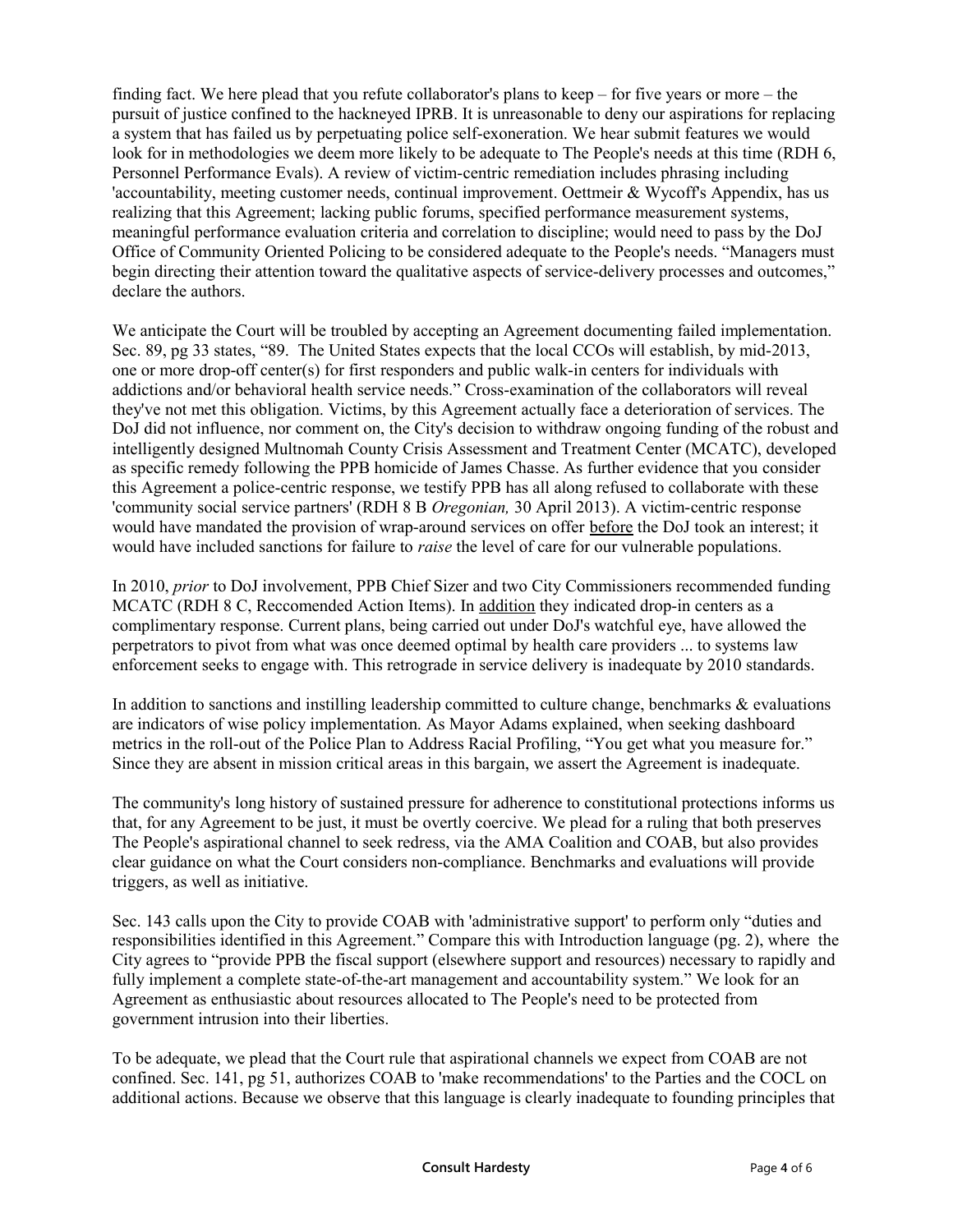finding fact. We here plead that you refute collaborator's plans to keep – for five years or more – the pursuit of justice confined to the hackneyed IPRB. It is unreasonable to deny our aspirations for replacing a system that has failed us by perpetuating police self-exoneration. We hear submit features we would look for in methodologies we deem more likely to be adequate to The People's needs at this time (RDH 6, Personnel Performance Evals). A review of victim-centric remediation includes phrasing including 'accountability, meeting customer needs, continual improvement. Oettmeir & Wycoff's Appendix, has us realizing that this Agreement; lacking public forums, specified performance measurement systems, meaningful performance evaluation criteria and correlation to discipline; would need to pass by the DoJ Office of Community Oriented Policing to be considered adequate to the People's needs. "Managers must begin directing their attention toward the qualitative aspects of service-delivery processes and outcomes," declare the authors.

We anticipate the Court will be troubled by accepting an Agreement documenting failed implementation. Sec. 89, pg 33 states, "89. The United States expects that the local CCOs will establish, by mid-2013, one or more drop-off center(s) for first responders and public walk-in centers for individuals with addictions and/or behavioral health service needs." Cross-examination of the collaborators will reveal they've not met this obligation. Victims, by this Agreement actually face a deterioration of services. The DoJ did not influence, nor comment on, the City's decision to withdraw ongoing funding of the robust and intelligently designed Multnomah County Crisis Assessment and Treatment Center (MCATC), developed as specific remedy following the PPB homicide of James Chasse. As further evidence that you consider this Agreement a police-centric response, we testify PPB has all along refused to collaborate with these 'community social service partners' (RDH 8 B *Oregonian,* 30 April 2013). A victim-centric response would have mandated the provision of wrap-around services on offer <u>before</u> the DoJ took an interest; it would have included sanctions for failure to *raise* the level of care for our vulnerable populations.

In 2010, *prior* to DoJ involvement, PPB Chief Sizer and two City Commissioners recommended funding MCATC (RDH 8 C, Reccomended Action Items). In <u>addition</u> they indicated drop-in centers as a complimentary response. Current plans, being carried out under DoJ's watchful eye, have allowed the perpetrators to pivot from what was once deemed optimal by health care providers ... to systems law enforcement seeks to engage with. This retrograde in service delivery is inadequate by 2010 standards.

In addition to sanctions and instilling leadership committed to culture change, benchmarks & evaluations are indicators of wise policy implementation. As Mayor Adams explained, when seeking dashboard metrics in the roll-out of the Police Plan to Address Racial Profiling, "You get what you measure for." Since they are absent in mission critical areas in this bargain, we assert the Agreement is inadequate.

The community's long history of sustained pressure for adherence to constitutional protections informs us that, for any Agreement to be just, it must be overtly coercive. We plead for a ruling that both preserves The People's aspirational channel to seek redress, via the AMA Coalition and COAB, but also provides clear guidance on what the Court considers non-compliance. Benchmarks and evaluations will provide triggers, as well as initiative.

Sec. 143 calls upon the City to provide COAB with 'administrative support' to perform only "duties and responsibilities identified in this Agreement." Compare this with Introduction language (pg. 2), where the City agrees to "provide PPB the fiscal support (elsewhere support and resources) necessary to rapidly and fully implement a complete state-of-the-art management and accountability system." We look for an Agreement as enthusiastic about resources allocated to The People's need to be protected from government intrusion into their liberties.

To be adequate, we plead that the Court rule that aspirational channels we expect from COAB are not confined. Sec. 141, pg 51, authorizes COAB to 'make recommendations' to the Parties and the COCL on additional actions. Because we observe that this language is clearly inadequate to founding principles that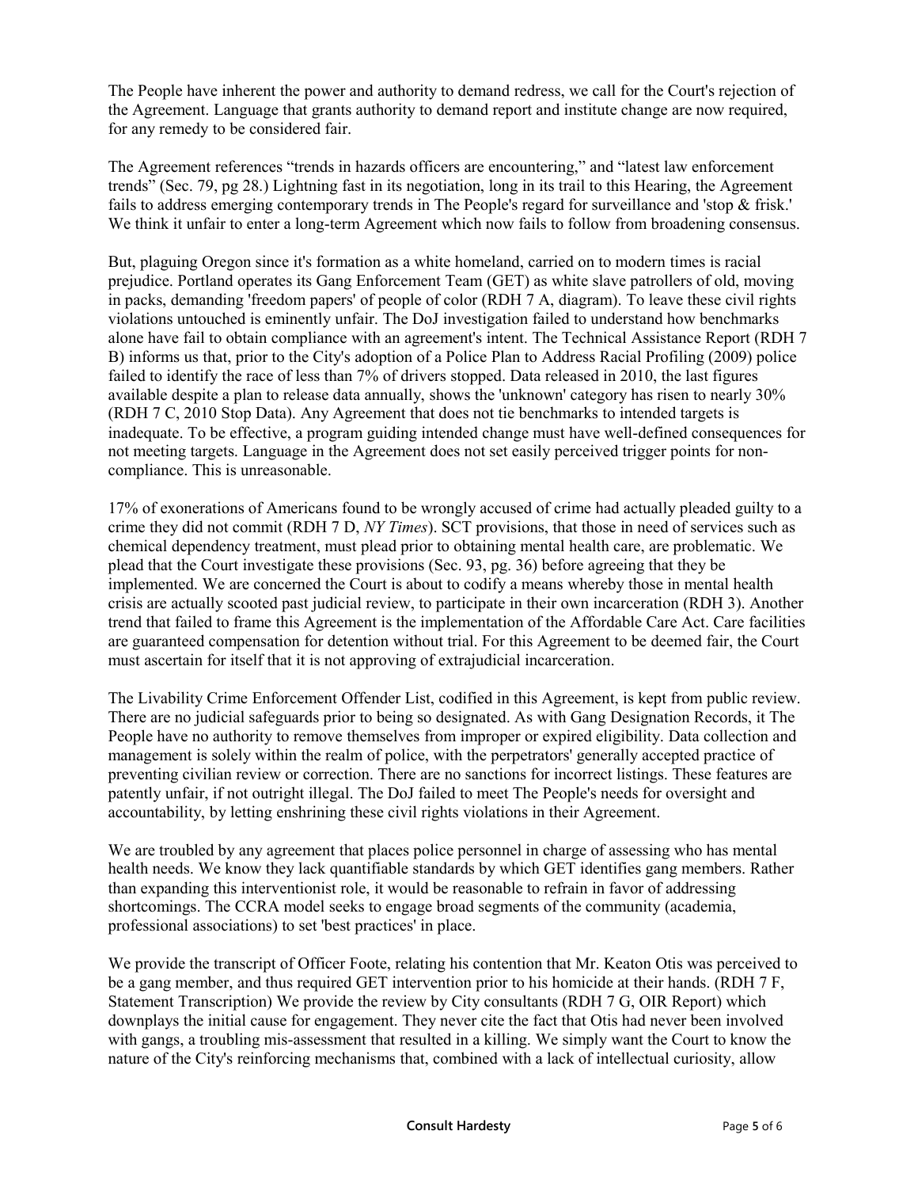The People have inherent the power and authority to demand redress, we call for the Court's rejection of the Agreement. Language that grants authority to demand report and institute change are now required, for any remedy to be considered fair.

The Agreement references "trends in hazards officers are encountering," and "latest law enforcement trends" (Sec. 79, pg 28.) Lightning fast in its negotiation, long in its trail to this Hearing, the Agreement fails to address emerging contemporary trends in The People's regard for surveillance and 'stop & frisk.' We think it unfair to enter a long-term Agreement which now fails to follow from broadening consensus.

But, plaguing Oregon since it's formation as a white homeland, carried on to modern times is racial prejudice. Portland operates its Gang Enforcement Team (GET) as white slave patrollers of old, moving in packs, demanding 'freedom papers' of people of color (RDH 7 A, diagram). To leave these civil rights violations untouched is eminently unfair. The DoJ investigation failed to understand how benchmarks alone have fail to obtain compliance with an agreement's intent. The Technical Assistance Report (RDH 7 B) informs us that, prior to the City's adoption of a Police Plan to Address Racial Profiling (2009) police failed to identify the race of less than 7% of drivers stopped. Data released in 2010, the last figures available despite a plan to release data annually, shows the 'unknown' category has risen to nearly 30% (RDH 7 C, 2010 Stop Data). Any Agreement that does not tie benchmarks to intended targets is inadequate. To be effective, a program guiding intended change must have well-defined consequences for not meeting targets. Language in the Agreement does not set easily perceived trigger points for non-compliance. This is unreasonable.

17% of exonerations of Americans found to be wrongly accused of crime had actually pleaded guilty to a crime they did not commit (RDH 7 D, *NY Times*). SCT provisions, that those in need of services such as chemical dependency treatment, must plead prior to obtaining mental health care, are problematic. We plead that the Court investigate these provisions (Sec. 93, pg. 36) before agreeing that they be implemented. We are concerned the Court is about to codify a means whereby those in mental health crisis are actually scooted past judicial review, to participate in their own incarceration (RDH 3). Another trend that failed to frame this Agreement is the implementation of the Affordable Care Act. Care facilities are guaranteed compensation for detention without trial. For this Agreement to be deemed fair, the Court must ascertain for itself that it is not approving of extrajudicial incarceration.

The Livability Crime Enforcement Offender List, codified in this Agreement, is kept from public review. There are no judicial safeguards prior to being so designated. As with Gang Designation Records, it The People have no authority to remove themselves from improper or expired eligibility. Data collection and management is solely within the realm of police, with the perpetrators' generally accepted practice of preventing civilian review or correction. There are no sanctions for incorrect listings. These features are patently unfair, if not outright illegal. The DoJ failed to meet The People's needs for oversight and accountability, by letting enshrining these civil rights violations in their Agreement.

We are troubled by any agreement that places police personnel in charge of assessing who has mental health needs. We know they lack quantifiable standards by which GET identifies gang members. Rather than expanding this interventionist role, it would be reasonable to refrain in favor of addressing shortcomings. The CCRA model seeks to engage broad segments of the community (academia, professional associations) to set 'best practices' in place.

We provide the transcript of Officer Foote, relating his contention that Mr. Keaton Otis was perceived to be a gang member, and thus required GET intervention prior to his homicide at their hands. (RDH 7 F, Statement Transcription) We provide the review by City consultants (RDH 7 G, OIR Report) which downplays the initial cause for engagement. They never cite the fact that Otis had never been involved with gangs, a troubling mis-assessment that resulted in a killing. We simply want the Court to know the nature of the City's reinforcing mechanisms that, combined with a lack of intellectual curiosity, allow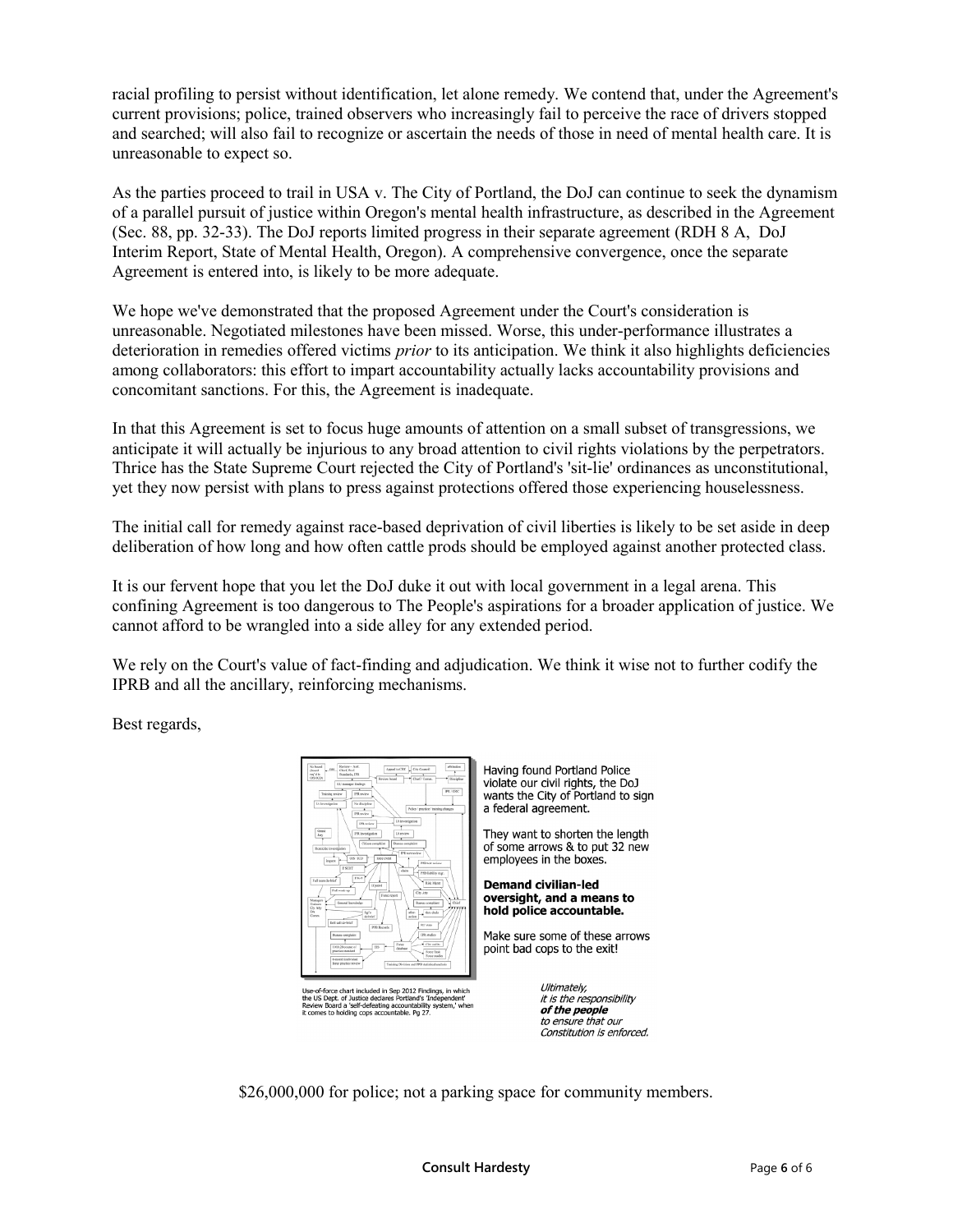racial profiling to persist without identification, let alone remedy. We contend that, under the Agreement's current provisions; police, trained observers who increasingly fail to perceive the race of drivers stopped and searched; will also fail to recognize or ascertain the needs of those in need of mental health care. It is unreasonable to expect so.

As the parties proceed to trail in USA v. The City of Portland, the DoJ can continue to seek the dynamism of a parallel pursuit of justice within Oregon's mental health infrastructure, as described in the Agreement (Sec. 88, pp. 32-33). The DoJ reports limited progress in their separate agreement (RDH 8 A, DoJ Interim Report, State of Mental Health, Oregon). A comprehensive convergence, once the separate Agreement is entered into, is likely to be more adequate.

We hope we've demonstrated that the proposed Agreement under the Court's consideration is unreasonable. Negotiated milestones have been missed. Worse, this under-performance illustrates a deterioration in remedies offered victims *prior* to its anticipation. We think it also highlights deficiencies among collaborators: this effort to impart accountability actually lacks accountability provisions and concomitant sanctions. For this, the Agreement is inadequate.

In that this Agreement is set to focus huge amounts of attention on a small subset of transgressions, we anticipate it will actually be injurious to any broad attention to civil rights violations by the perpetrators. Thrice has the State Supreme Court rejected the City of Portland's 'sit-lie' ordinances as unconstitutional, yet they now persist with plans to press against protections offered those experiencing houselessness.

The initial call for remedy against race-based deprivation of civil liberties is likely to be set aside in deep deliberation of how long and how often cattle prods should be employed against another protected class.

It is our fervent hope that you let the DoJ duke it out with local government in a legal arena. This confining Agreement is too dangerous to The People's aspirations for a broader application of justice. We cannot afford to be wrangled into a side alley for any extended period.

We rely on the Court's value of fact-finding and adjudication. We think it wise not to further codify the IPRB and all the ancillary, reinforcing mechanisms.

Best regards,

Use-of-force chart included in Sep 2012 Findings, in which the US Dept. of Justice declares Portland's 'Independent' Review Board a 'self-defeating accountability system,' when it comes to holding cops accountable. Pg 27.

Having found Portland Police violate our civil rights, the DoJ wants the City of Portland to sign a federal agreement.

They want to shorten the length of some arrows & to put 32 new employees in the boxes.

**Demand civilian-led oversight, and a means to hold police accountable.**

Make sure some of these arrows point bad cops to the exit!

*Ultimately, it is the responsibility **of the people** to ensure that our Constitution is enforced.*

$26,000,000 for police; not a parking space for community members.

**Consult Hardesty**